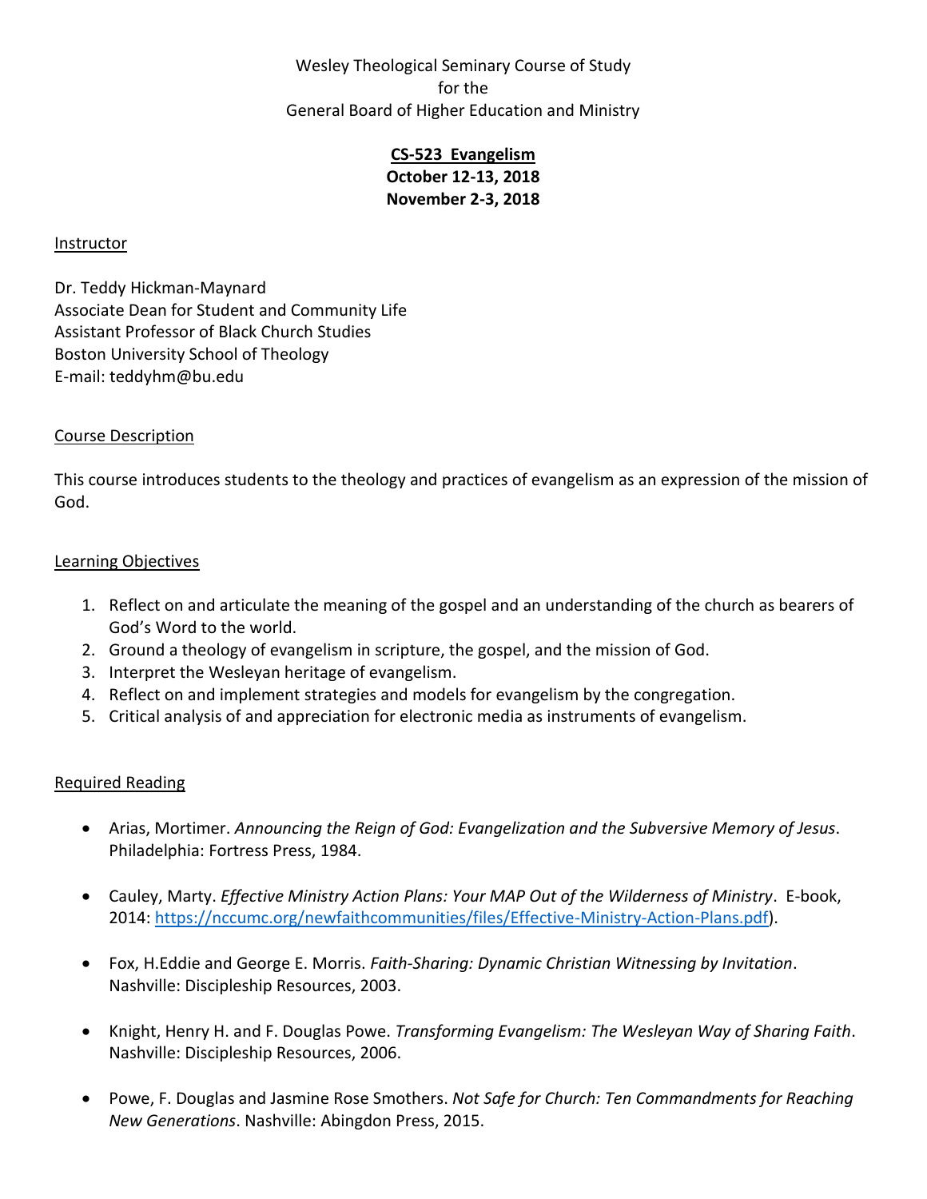Wesley Theological Seminary Course of Study
for the
General Board of Higher Education and Ministry

**CS-523 Evangelism**
**October 12-13, 2018**
**November 2-3, 2018**

## Instructor

Dr. Teddy Hickman-Maynard
Associate Dean for Student and Community Life
Assistant Professor of Black Church Studies
Boston University School of Theology
E-mail: teddyhm@bu.edu

## Course Description

This course introduces students to the theology and practices of evangelism as an expression of the mission of God.

## Learning Objectives

1. Reflect on and articulate the meaning of the gospel and an understanding of the church as bearers of God's Word to the world.
2. Ground a theology of evangelism in scripture, the gospel, and the mission of God.
3. Interpret the Wesleyan heritage of evangelism.
4. Reflect on and implement strategies and models for evangelism by the congregation.
5. Critical analysis of and appreciation for electronic media as instruments of evangelism.

## Required Reading

- Arias, Mortimer. *Announcing the Reign of God: Evangelization and the Subversive Memory of Jesus*. Philadelphia: Fortress Press, 1984.
- Cauley, Marty. *Effective Ministry Action Plans: Your MAP Out of the Wilderness of Ministry*. E-book, 2014: [https://nccumc.org/newfaithcommunities/files/Effective-Ministry-Action-Plans.pdf](https://nccumc.org/newfaithcommunities/files/Effective-Ministry-Action-Plans.pdf)).
- Fox, H.Eddie and George E. Morris. *Faith-Sharing: Dynamic Christian Witnessing by Invitation*. Nashville: Discipleship Resources, 2003.
- Knight, Henry H. and F. Douglas Powe. *Transforming Evangelism: The Wesleyan Way of Sharing Faith*. Nashville: Discipleship Resources, 2006.
- Powe, F. Douglas and Jasmine Rose Smothers. *Not Safe for Church: Ten Commandments for Reaching New Generations*. Nashville: Abingdon Press, 2015.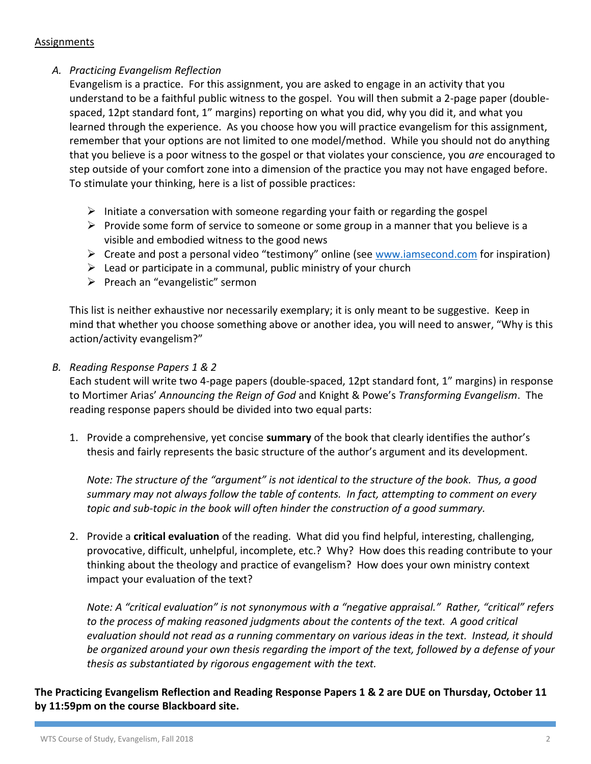## Assignments

*A. Practicing Evangelism Reflection*

Evangelism is a practice. For this assignment, you are asked to engage in an activity that you understand to be a faithful public witness to the gospel. You will then submit a 2-page paper (double-spaced, 12pt standard font, 1" margins) reporting on what you did, why you did it, and what you learned through the experience. As you choose how you will practice evangelism for this assignment, remember that your options are not limited to one model/method. While you should not do anything that you believe is a poor witness to the gospel or that violates your conscience, you *are* encouraged to step outside of your comfort zone into a dimension of the practice you may not have engaged before. To stimulate your thinking, here is a list of possible practices:

- Initiate a conversation with someone regarding your faith or regarding the gospel
- Provide some form of service to someone or some group in a manner that you believe is a visible and embodied witness to the good news
- Create and post a personal video "testimony" online (see www.iamsecond.com for inspiration)
- Lead or participate in a communal, public ministry of your church
- Preach an "evangelistic" sermon

This list is neither exhaustive nor necessarily exemplary; it is only meant to be suggestive. Keep in mind that whether you choose something above or another idea, you will need to answer, "Why is this action/activity evangelism?"

*B. Reading Response Papers 1 & 2*

Each student will write two 4-page papers (double-spaced, 12pt standard font, 1" margins) in response to Mortimer Arias' *Announcing the Reign of God* and Knight & Powe's *Transforming Evangelism*. The reading response papers should be divided into two equal parts:

1. Provide a comprehensive, yet concise **summary** of the book that clearly identifies the author's thesis and fairly represents the basic structure of the author's argument and its development.

   *Note: The structure of the "argument" is not identical to the structure of the book. Thus, a good summary may not always follow the table of contents. In fact, attempting to comment on every topic and sub-topic in the book will often hinder the construction of a good summary.*

2. Provide a **critical evaluation** of the reading. What did you find helpful, interesting, challenging, provocative, difficult, unhelpful, incomplete, etc.? Why? How does this reading contribute to your thinking about the theology and practice of evangelism? How does your own ministry context impact your evaluation of the text?

   *Note: A "critical evaluation" is not synonymous with a "negative appraisal." Rather, "critical" refers to the process of making reasoned judgments about the contents of the text. A good critical evaluation should not read as a running commentary on various ideas in the text. Instead, it should be organized around your own thesis regarding the import of the text, followed by a defense of your thesis as substantiated by rigorous engagement with the text.*

**The Practicing Evangelism Reflection and Reading Response Papers 1 & 2 are DUE on Thursday, October 11 by 11:59pm on the course Blackboard site.**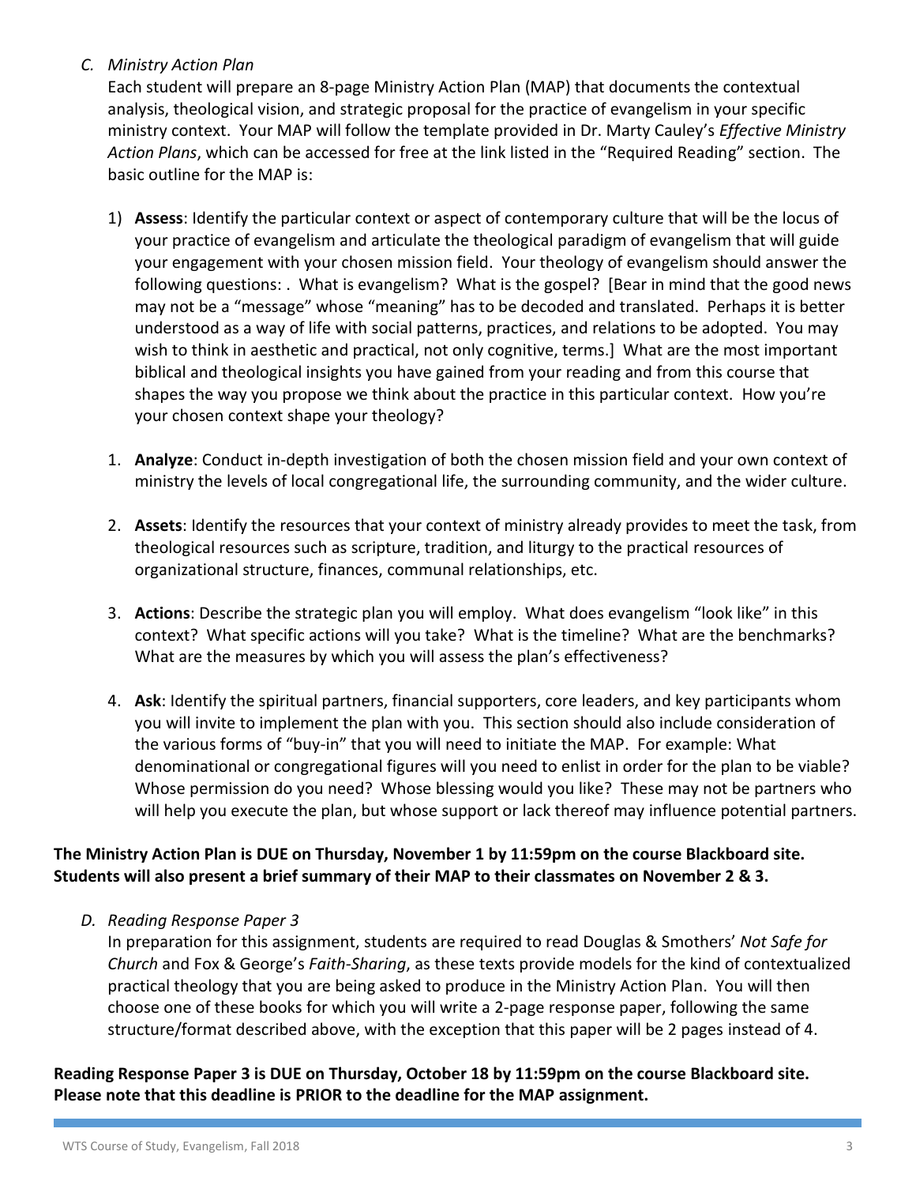*C. Ministry Action Plan*

Each student will prepare an 8-page Ministry Action Plan (MAP) that documents the contextual analysis, theological vision, and strategic proposal for the practice of evangelism in your specific ministry context. Your MAP will follow the template provided in Dr. Marty Cauley's *Effective Ministry Action Plans*, which can be accessed for free at the link listed in the "Required Reading" section. The basic outline for the MAP is:

1) **Assess**: Identify the particular context or aspect of contemporary culture that will be the locus of your practice of evangelism and articulate the theological paradigm of evangelism that will guide your engagement with your chosen mission field. Your theology of evangelism should answer the following questions: . What is evangelism? What is the gospel? [Bear in mind that the good news may not be a "message" whose "meaning" has to be decoded and translated. Perhaps it is better understood as a way of life with social patterns, practices, and relations to be adopted. You may wish to think in aesthetic and practical, not only cognitive, terms.] What are the most important biblical and theological insights you have gained from your reading and from this course that shapes the way you propose we think about the practice in this particular context. How you're your chosen context shape your theology?

1. **Analyze**: Conduct in-depth investigation of both the chosen mission field and your own context of ministry the levels of local congregational life, the surrounding community, and the wider culture.

2. **Assets**: Identify the resources that your context of ministry already provides to meet the task, from theological resources such as scripture, tradition, and liturgy to the practical resources of organizational structure, finances, communal relationships, etc.

3. **Actions**: Describe the strategic plan you will employ. What does evangelism "look like" in this context? What specific actions will you take? What is the timeline? What are the benchmarks? What are the measures by which you will assess the plan's effectiveness?

4. **Ask**: Identify the spiritual partners, financial supporters, core leaders, and key participants whom you will invite to implement the plan with you. This section should also include consideration of the various forms of "buy-in" that you will need to initiate the MAP. For example: What denominational or congregational figures will you need to enlist in order for the plan to be viable? Whose permission do you need? Whose blessing would you like? These may not be partners who will help you execute the plan, but whose support or lack thereof may influence potential partners.

**The Ministry Action Plan is DUE on Thursday, November 1 by 11:59pm on the course Blackboard site. Students will also present a brief summary of their MAP to their classmates on November 2 & 3.**

*D. Reading Response Paper 3*

In preparation for this assignment, students are required to read Douglas & Smothers' *Not Safe for Church* and Fox & George's *Faith-Sharing*, as these texts provide models for the kind of contextualized practical theology that you are being asked to produce in the Ministry Action Plan. You will then choose one of these books for which you will write a 2-page response paper, following the same structure/format described above, with the exception that this paper will be 2 pages instead of 4.

**Reading Response Paper 3 is DUE on Thursday, October 18 by 11:59pm on the course Blackboard site. Please note that this deadline is PRIOR to the deadline for the MAP assignment.**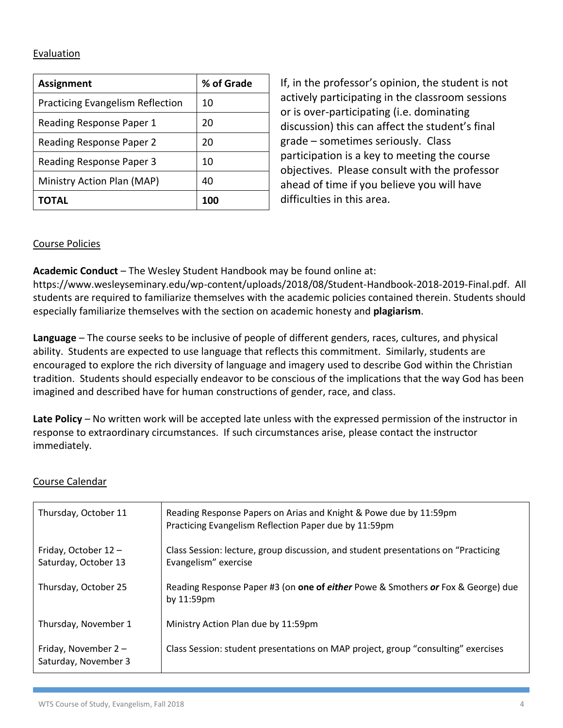Evaluation

| Assignment | % of Grade |
|---|---|
| Practicing Evangelism Reflection | 10 |
| Reading Response Paper 1 | 20 |
| Reading Response Paper 2 | 20 |
| Reading Response Paper 3 | 10 |
| Ministry Action Plan (MAP) | 40 |
| **TOTAL** | **100** |

If, in the professor's opinion, the student is not actively participating in the classroom sessions or is over-participating (i.e. dominating discussion) this can affect the student's final grade – sometimes seriously. Class participation is a key to meeting the course objectives. Please consult with the professor ahead of time if you believe you will have difficulties in this area.

Course Policies

**Academic Conduct** – The Wesley Student Handbook may be found online at: https://www.wesleyseminary.edu/wp-content/uploads/2018/08/Student-Handbook-2018-2019-Final.pdf. All students are required to familiarize themselves with the academic policies contained therein. Students should especially familiarize themselves with the section on academic honesty and **plagiarism**.

**Language** – The course seeks to be inclusive of people of different genders, races, cultures, and physical ability. Students are expected to use language that reflects this commitment. Similarly, students are encouraged to explore the rich diversity of language and imagery used to describe God within the Christian tradition. Students should especially endeavor to be conscious of the implications that the way God has been imagined and described have for human constructions of gender, race, and class.

**Late Policy** – No written work will be accepted late unless with the expressed permission of the instructor in response to extraordinary circumstances. If such circumstances arise, please contact the instructor immediately.

Course Calendar

| | |
|---|---|
| Thursday, October 11 | Reading Response Papers on Arias and Knight & Powe due by 11:59pm<br>Practicing Evangelism Reflection Paper due by 11:59pm |
| Friday, October 12 – Saturday, October 13 | Class Session: lecture, group discussion, and student presentations on "Practicing Evangelism" exercise |
| Thursday, October 25 | Reading Response Paper #3 (on **one of *either*** Powe & Smothers ***or*** Fox & George) due by 11:59pm |
| Thursday, November 1 | Ministry Action Plan due by 11:59pm |
| Friday, November 2 – Saturday, November 3 | Class Session: student presentations on MAP project, group "consulting" exercises |